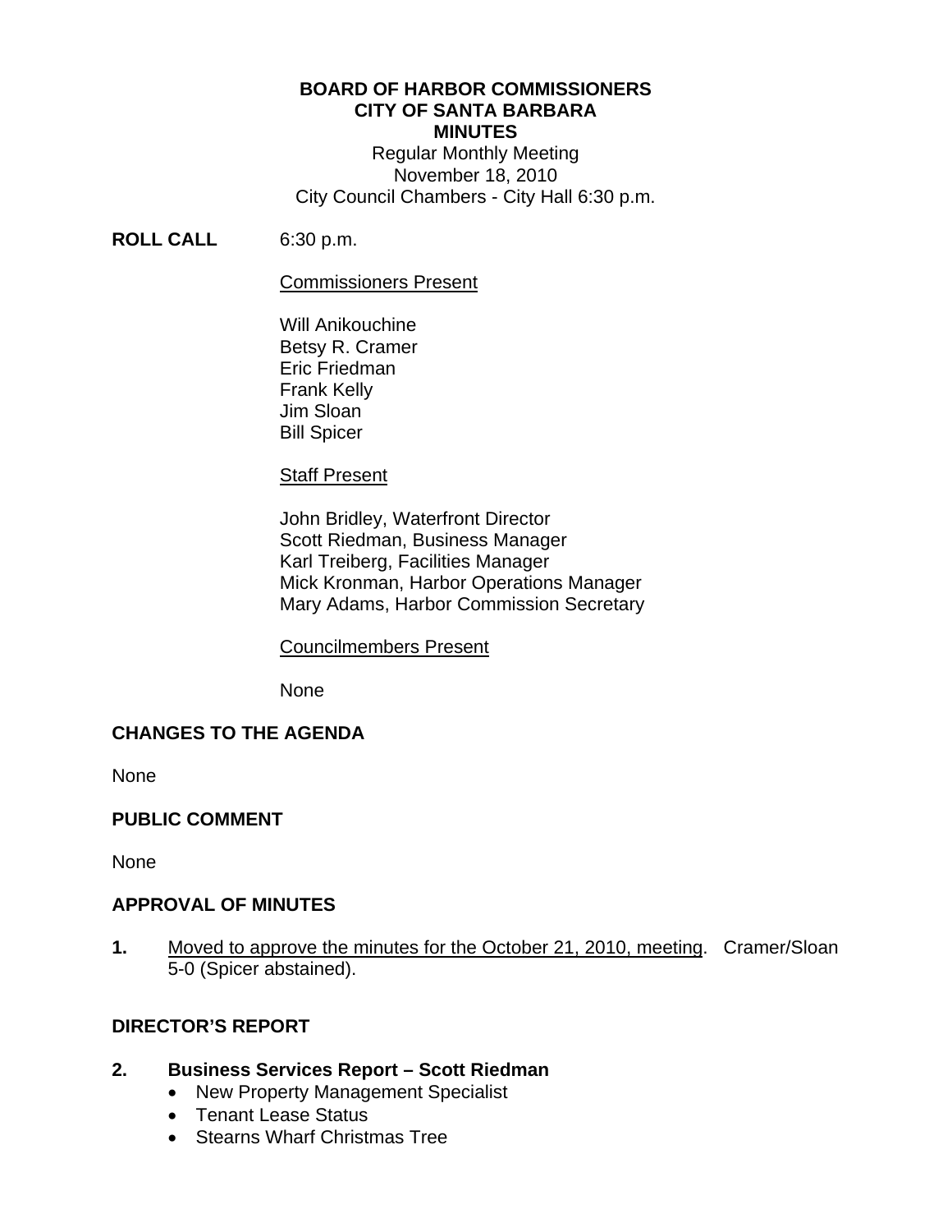**BOARD OF HARBOR COMMISSIONERS**
**CITY OF SANTA BARBARA**
**MINUTES**
Regular Monthly Meeting
November 18, 2010
City Council Chambers - City Hall 6:30 p.m.

**ROLL CALL** 6:30 p.m.

Commissioners Present

Will Anikouchine
Betsy R. Cramer
Eric Friedman
Frank Kelly
Jim Sloan
Bill Spicer

Staff Present

John Bridley, Waterfront Director
Scott Riedman, Business Manager
Karl Treiberg, Facilities Manager
Mick Kronman, Harbor Operations Manager
Mary Adams, Harbor Commission Secretary

Councilmembers Present

None

## CHANGES TO THE AGENDA

None

## PUBLIC COMMENT

None

## APPROVAL OF MINUTES

**1.** Moved to approve the minutes for the October 21, 2010, meeting. Cramer/Sloan 5-0 (Spicer abstained).

## DIRECTOR'S REPORT

**2. Business Services Report – Scott Riedman**

- New Property Management Specialist
- Tenant Lease Status
- Stearns Wharf Christmas Tree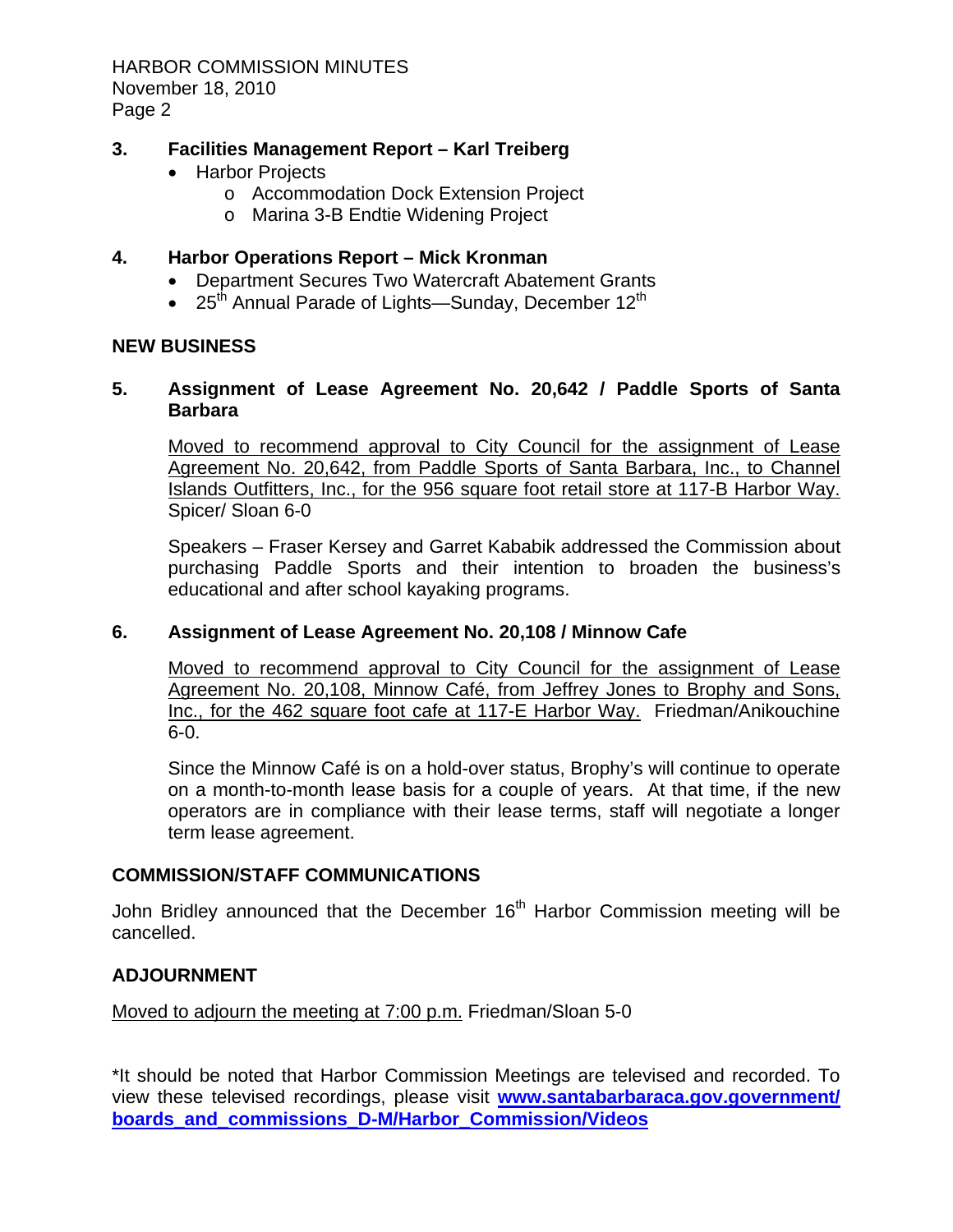### 3. Facilities Management Report – Karl Treiberg

- Harbor Projects
  - Accommodation Dock Extension Project
  - Marina 3-B Endtie Widening Project

### 4. Harbor Operations Report – Mick Kronman

- Department Secures Two Watercraft Abatement Grants
- 25th Annual Parade of Lights—Sunday, December 12th

## NEW BUSINESS

### 5. Assignment of Lease Agreement No. 20,642 / Paddle Sports of Santa Barbara

Moved to recommend approval to City Council for the assignment of Lease Agreement No. 20,642, from Paddle Sports of Santa Barbara, Inc., to Channel Islands Outfitters, Inc., for the 956 square foot retail store at 117-B Harbor Way. Spicer/ Sloan 6-0

Speakers – Fraser Kersey and Garret Kababik addressed the Commission about purchasing Paddle Sports and their intention to broaden the business's educational and after school kayaking programs.

### 6. Assignment of Lease Agreement No. 20,108 / Minnow Cafe

Moved to recommend approval to City Council for the assignment of Lease Agreement No. 20,108, Minnow Café, from Jeffrey Jones to Brophy and Sons, Inc., for the 462 square foot cafe at 117-E Harbor Way. Friedman/Anikouchine 6-0.

Since the Minnow Café is on a hold-over status, Brophy's will continue to operate on a month-to-month lease basis for a couple of years. At that time, if the new operators are in compliance with their lease terms, staff will negotiate a longer term lease agreement.

## COMMISSION/STAFF COMMUNICATIONS

John Bridley announced that the December 16th Harbor Commission meeting will be cancelled.

## ADJOURNMENT

Moved to adjourn the meeting at 7:00 p.m. Friedman/Sloan 5-0

*It should be noted that Harbor Commission Meetings are televised and recorded. To view these televised recordings, please visit **www.santabarbaraca.gov.government/boards_and_commissions_D-M/Harbor_Commission/Videos**